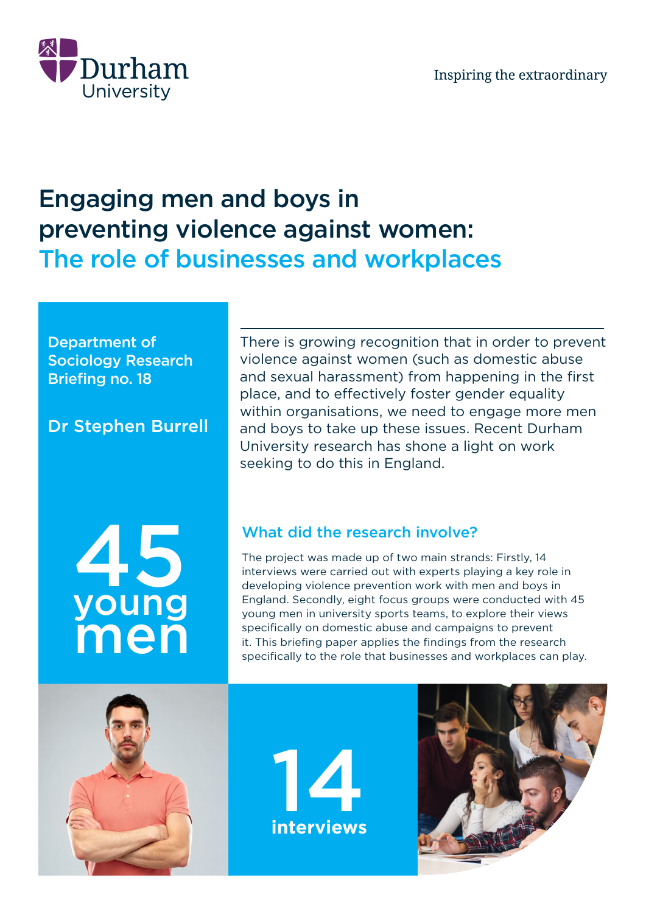Durham University

Inspiring the extraordinary

# Engaging men and boys in preventing violence against women: The role of businesses and workplaces

**Department of Sociology Research Briefing no. 18**

**Dr Stephen Burrell**

There is growing recognition that in order to prevent violence against women (such as domestic abuse and sexual harassment) from happening in the first place, and to effectively foster gender equality within organisations, we need to engage more men and boys to take up these issues. Recent Durham University research has shone a light on work seeking to do this in England.

**45 young men**

## What did the research involve?

The project was made up of two main strands: Firstly, 14 interviews were carried out with experts playing a key role in developing violence prevention work with men and boys in England. Secondly, eight focus groups were conducted with 45 young men in university sports teams, to explore their views specifically on domestic abuse and campaigns to prevent it. This briefing paper applies the findings from the research specifically to the role that businesses and workplaces can play.

**14 interviews**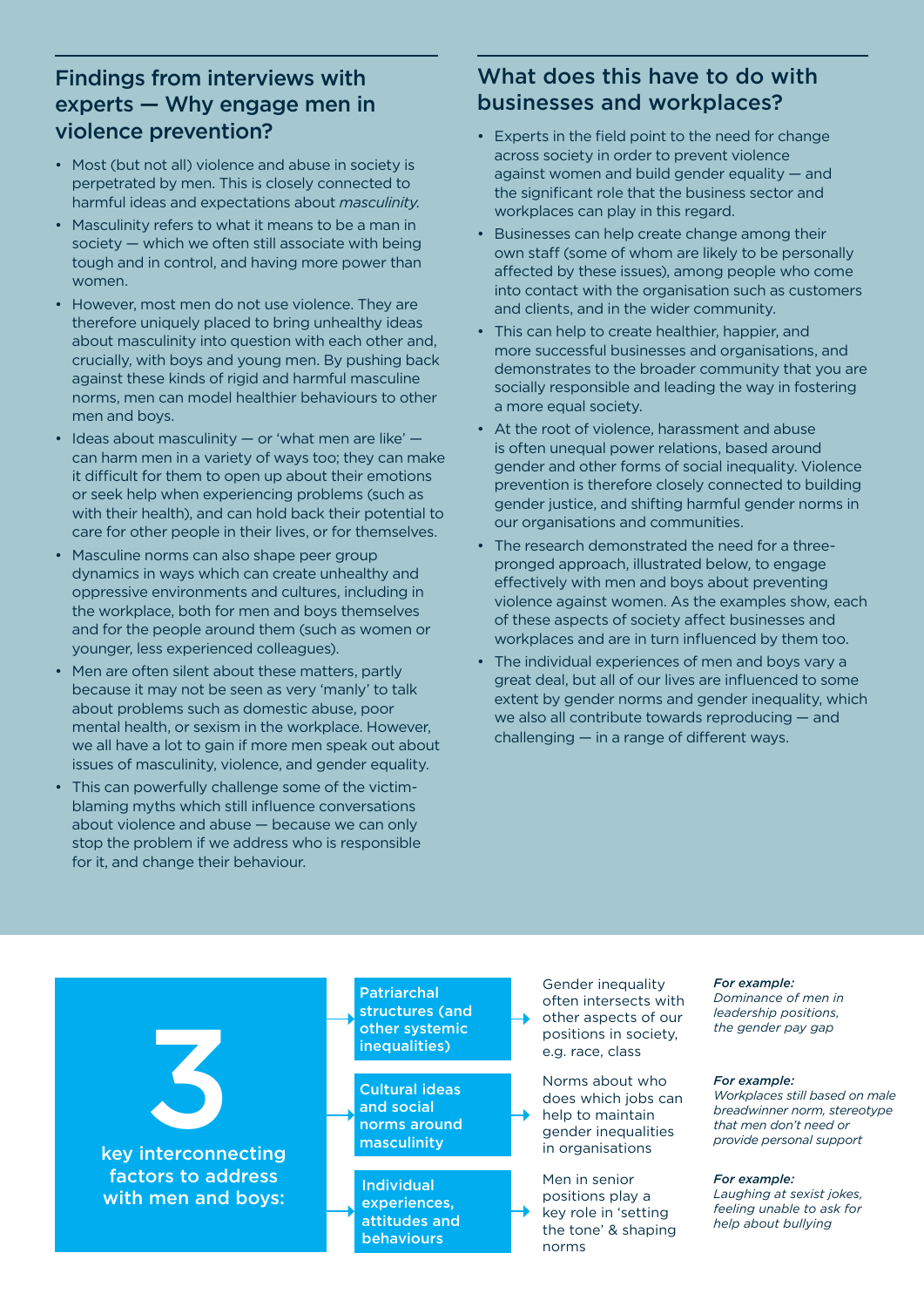## Findings from interviews with experts — Why engage men in violence prevention?

- Most (but not all) violence and abuse in society is perpetrated by men. This is closely connected to harmful ideas and expectations about *masculinity.*
- Masculinity refers to what it means to be a man in society — which we often still associate with being tough and in control, and having more power than women.
- However, most men do not use violence. They are therefore uniquely placed to bring unhealthy ideas about masculinity into question with each other and, crucially, with boys and young men. By pushing back against these kinds of rigid and harmful masculine norms, men can model healthier behaviours to other men and boys.
- Ideas about masculinity — or 'what men are like' — can harm men in a variety of ways too; they can make it difficult for them to open up about their emotions or seek help when experiencing problems (such as with their health), and can hold back their potential to care for other people in their lives, or for themselves.
- Masculine norms can also shape peer group dynamics in ways which can create unhealthy and oppressive environments and cultures, including in the workplace, both for men and boys themselves and for the people around them (such as women or younger, less experienced colleagues).
- Men are often silent about these matters, partly because it may not be seen as very 'manly' to talk about problems such as domestic abuse, poor mental health, or sexism in the workplace. However, we all have a lot to gain if more men speak out about issues of masculinity, violence, and gender equality.
- This can powerfully challenge some of the victim-blaming myths which still influence conversations about violence and abuse — because we can only stop the problem if we address who is responsible for it, and change their behaviour.

## What does this have to do with businesses and workplaces?

- Experts in the field point to the need for change across society in order to prevent violence against women and build gender equality — and the significant role that the business sector and workplaces can play in this regard.
- Businesses can help create change among their own staff (some of whom are likely to be personally affected by these issues), among people who come into contact with the organisation such as customers and clients, and in the wider community.
- This can help to create healthier, happier, and more successful businesses and organisations, and demonstrates to the broader community that you are socially responsible and leading the way in fostering a more equal society.
- At the root of violence, harassment and abuse is often unequal power relations, based around gender and other forms of social inequality. Violence prevention is therefore closely connected to building gender justice, and shifting harmful gender norms in our organisations and communities.
- The research demonstrated the need for a three-pronged approach, illustrated below, to engage effectively with men and boys about preventing violence against women. As the examples show, each of these aspects of society affect businesses and workplaces and are in turn influenced by them too.
- The individual experiences of men and boys vary a great deal, but all of our lives are influenced to some extent by gender norms and gender inequality, which we also all contribute towards reproducing — and challenging — in a range of different ways.

**3 key interconnecting factors to address with men and boys:**

- **Patriarchal structures (and other systemic inequalities)** → Gender inequality often intersects with other aspects of our positions in society, e.g. race, class → ***For example:*** *Dominance of men in leadership positions, the gender pay gap*
- **Cultural ideas and social norms around masculinity** → Norms about who does which jobs can help to maintain gender inequalities in organisations → ***For example:*** *Workplaces still based on male breadwinner norm, stereotype that men don't need or provide personal support*
- **Individual experiences, attitudes and behaviours** → Men in senior positions play a key role in 'setting the tone' & shaping norms → ***For example:*** *Laughing at sexist jokes, feeling unable to ask for help about bullying*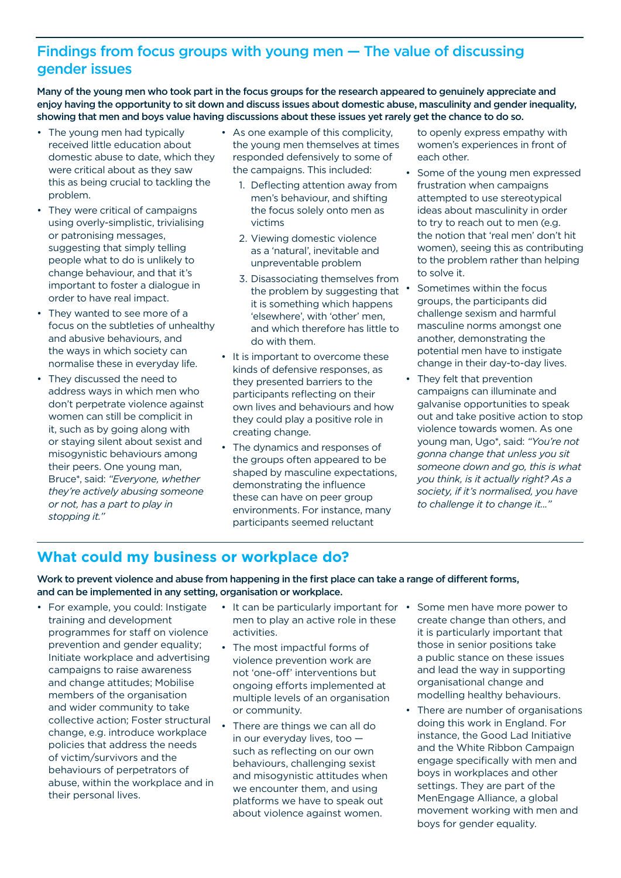## Findings from focus groups with young men — The value of discussing gender issues

**Many of the young men who took part in the focus groups for the research appeared to genuinely appreciate and enjoy having the opportunity to sit down and discuss issues about domestic abuse, masculinity and gender inequality, showing that men and boys value having discussions about these issues yet rarely get the chance to do so.**

- The young men had typically received little education about domestic abuse to date, which they were critical about as they saw this as being crucial to tackling the problem.
- They were critical of campaigns using overly-simplistic, trivialising or patronising messages, suggesting that simply telling people what to do is unlikely to change behaviour, and that it's important to foster a dialogue in order to have real impact.
- They wanted to see more of a focus on the subtleties of unhealthy and abusive behaviours, and the ways in which society can normalise these in everyday life.
- They discussed the need to address ways in which men who don't perpetrate violence against women can still be complicit in it, such as by going along with or staying silent about sexist and misogynistic behaviours among their peers. One young man, Bruce*, said: *"Everyone, whether they're actively abusing someone or not, has a part to play in stopping it."*
- As one example of this complicity, the young men themselves at times responded defensively to some of the campaigns. This included:
  1. Deflecting attention away from men's behaviour, and shifting the focus solely onto men as victims
  2. Viewing domestic violence as a 'natural', inevitable and unpreventable problem
  3. Disassociating themselves from the problem by suggesting that it is something which happens 'elsewhere', with 'other' men, and which therefore has little to do with them.
- It is important to overcome these kinds of defensive responses, as they presented barriers to the participants reflecting on their own lives and behaviours and how they could play a positive role in creating change.
- The dynamics and responses of the groups often appeared to be shaped by masculine expectations, demonstrating the influence these can have on peer group environments. For instance, many participants seemed reluctant to openly express empathy with women's experiences in front of each other.
- Some of the young men expressed frustration when campaigns attempted to use stereotypical ideas about masculinity in order to try to reach out to men (e.g. the notion that 'real men' don't hit women), seeing this as contributing to the problem rather than helping to solve it.
- Sometimes within the focus groups, the participants did challenge sexism and harmful masculine norms amongst one another, demonstrating the potential men have to instigate change in their day-to-day lives.
- They felt that prevention campaigns can illuminate and galvanise opportunities to speak out and take positive action to stop violence towards women. As one young man, Ugo*, said: *"You're not gonna change that unless you sit someone down and go, this is what you think, is it actually right? As a society, if it's normalised, you have to challenge it to change it…"*

## What could my business or workplace do?

**Work to prevent violence and abuse from happening in the first place can take a range of different forms, and can be implemented in any setting, organisation or workplace.**

- For example, you could: Instigate training and development programmes for staff on violence prevention and gender equality; Initiate workplace and advertising campaigns to raise awareness and change attitudes; Mobilise members of the organisation and wider community to take collective action; Foster structural change, e.g. introduce workplace policies that address the needs of victim/survivors and the behaviours of perpetrators of abuse, within the workplace and in their personal lives.
- It can be particularly important for men to play an active role in these activities.
- The most impactful forms of violence prevention work are not 'one-off' interventions but ongoing efforts implemented at multiple levels of an organisation or community.
- There are things we can all do in our everyday lives, too — such as reflecting on our own behaviours, challenging sexist and misogynistic attitudes when we encounter them, and using platforms we have to speak out about violence against women.
- Some men have more power to create change than others, and it is particularly important that those in senior positions take a public stance on these issues and lead the way in supporting organisational change and modelling healthy behaviours.
- There are number of organisations doing this work in England. For instance, the Good Lad Initiative and the White Ribbon Campaign engage specifically with men and boys in workplaces and other settings. They are part of the MenEngage Alliance, a global movement working with men and boys for gender equality.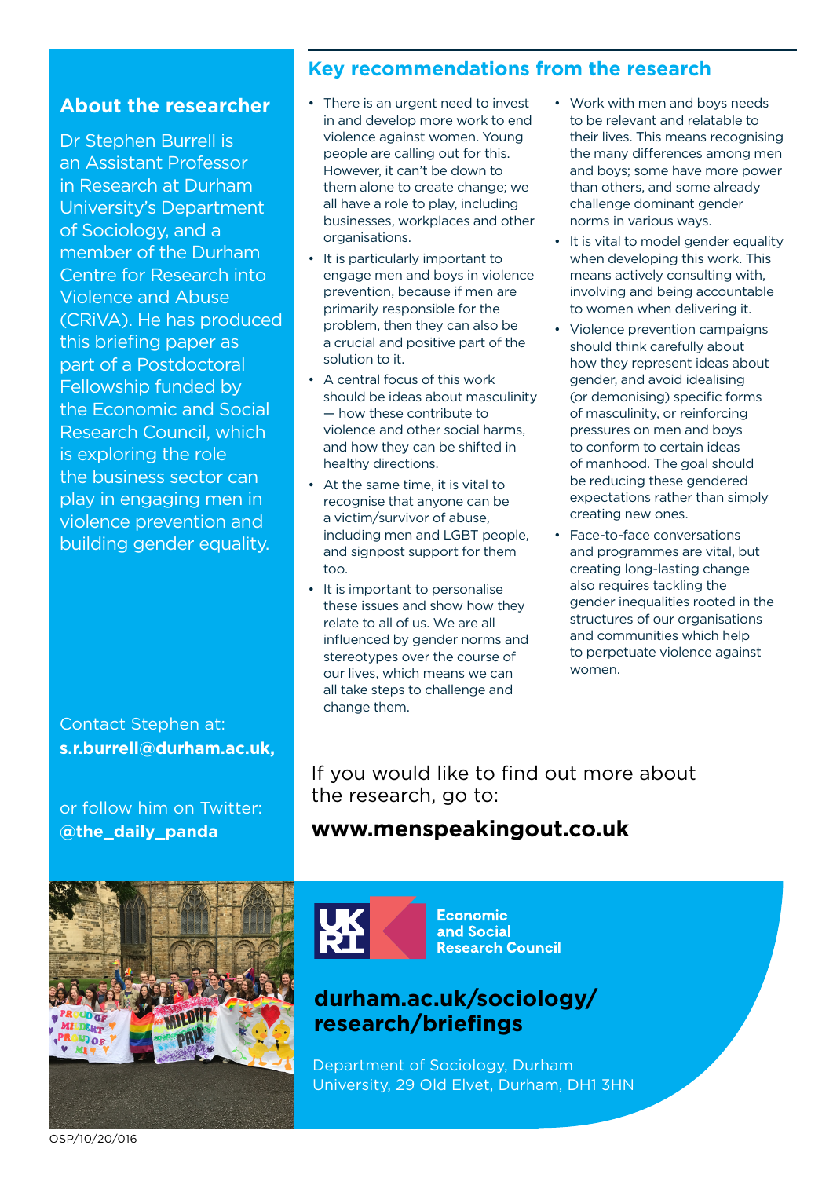## About the researcher

Dr Stephen Burrell is an Assistant Professor in Research at Durham University's Department of Sociology, and a member of the Durham Centre for Research into Violence and Abuse (CRiVA). He has produced this briefing paper as part of a Postdoctoral Fellowship funded by the Economic and Social Research Council, which is exploring the role the business sector can play in engaging men in violence prevention and building gender equality.

Contact Stephen at: **s.r.burrell@durham.ac.uk,**

or follow him on Twitter: **@the_daily_panda**

## Key recommendations from the research

- There is an urgent need to invest in and develop more work to end violence against women. Young people are calling out for this. However, it can't be down to them alone to create change; we all have a role to play, including businesses, workplaces and other organisations.
- It is particularly important to engage men and boys in violence prevention, because if men are primarily responsible for the problem, then they can also be a crucial and positive part of the solution to it.
- A central focus of this work should be ideas about masculinity — how these contribute to violence and other social harms, and how they can be shifted in healthy directions.
- At the same time, it is vital to recognise that anyone can be a victim/survivor of abuse, including men and LGBT people, and signpost support for them too.
- It is important to personalise these issues and show how they relate to all of us. We are all influenced by gender norms and stereotypes over the course of our lives, which means we can all take steps to challenge and change them.
- Work with men and boys needs to be relevant and relatable to their lives. This means recognising the many differences among men and boys; some have more power than others, and some already challenge dominant gender norms in various ways.
- It is vital to model gender equality when developing this work. This means actively consulting with, involving and being accountable to women when delivering it.
- Violence prevention campaigns should think carefully about how they represent ideas about gender, and avoid idealising (or demonising) specific forms of masculinity, or reinforcing pressures on men and boys to conform to certain ideas of manhood. The goal should be reducing these gendered expectations rather than simply creating new ones.
- Face-to-face conversations and programmes are vital, but creating long-lasting change also requires tackling the gender inequalities rooted in the structures of our organisations and communities which help to perpetuate violence against women.

If you would like to find out more about the research, go to:

**www.menspeakingout.co.uk**

**Economic and Social Research Council**

**durham.ac.uk/sociology/research/briefings**

Department of Sociology, Durham University, 29 Old Elvet, Durham, DH1 3HN

OSP/10/20/016